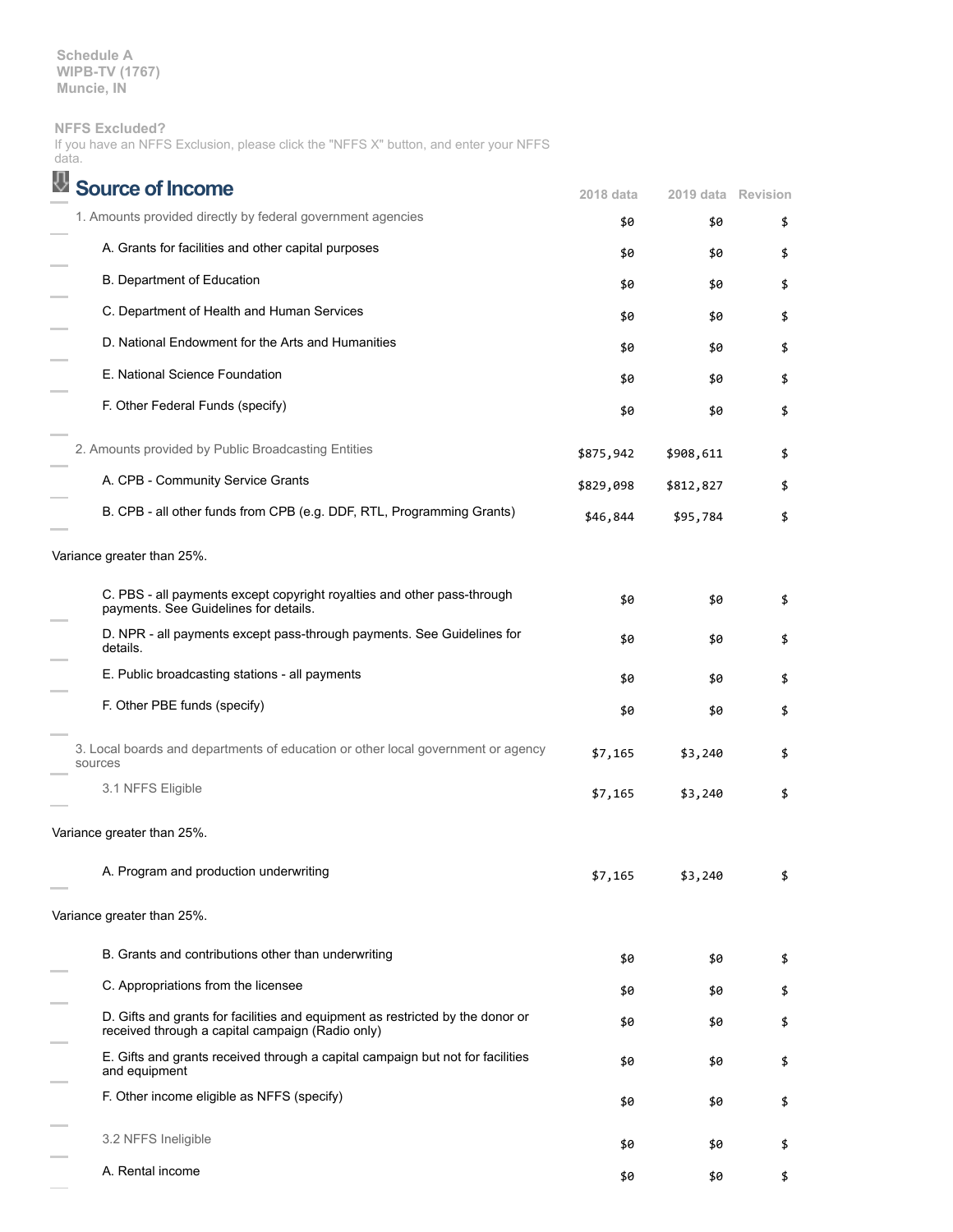Schedule A
WIPB-TV (1767)
Muncie, IN

NFFS Excluded?
If you have an NFFS Exclusion, please click the "NFFS X" button, and enter your NFFS data.

## Source of Income

| | 2018 data | 2019 data | Revision |
|---|---|---|---|
| 1. Amounts provided directly by federal government agencies | $0 | $0 | $ |
| A. Grants for facilities and other capital purposes | $0 | $0 | $ |
| B. Department of Education | $0 | $0 | $ |
| C. Department of Health and Human Services | $0 | $0 | $ |
| D. National Endowment for the Arts and Humanities | $0 | $0 | $ |
| E. National Science Foundation | $0 | $0 | $ |
| F. Other Federal Funds (specify) | $0 | $0 | $ |
| 2. Amounts provided by Public Broadcasting Entities | $875,942 | $908,611 | $ |
| A. CPB - Community Service Grants | $829,098 | $812,827 | $ |
| B. CPB - all other funds from CPB (e.g. DDF, RTL, Programming Grants) | $46,844 | $95,784 | $ |
| Variance greater than 25%. | | | |
| C. PBS - all payments except copyright royalties and other pass-through payments. See Guidelines for details. | $0 | $0 | $ |
| D. NPR - all payments except pass-through payments. See Guidelines for details. | $0 | $0 | $ |
| E. Public broadcasting stations - all payments | $0 | $0 | $ |
| F. Other PBE funds (specify) | $0 | $0 | $ |
| 3. Local boards and departments of education or other local government or agency sources | $7,165 | $3,240 | $ |
| 3.1 NFFS Eligible | $7,165 | $3,240 | $ |
| Variance greater than 25%. | | | |
| A. Program and production underwriting | $7,165 | $3,240 | $ |
| Variance greater than 25%. | | | |
| B. Grants and contributions other than underwriting | $0 | $0 | $ |
| C. Appropriations from the licensee | $0 | $0 | $ |
| D. Gifts and grants for facilities and equipment as restricted by the donor or received through a capital campaign (Radio only) | $0 | $0 | $ |
| E. Gifts and grants received through a capital campaign but not for facilities and equipment | $0 | $0 | $ |
| F. Other income eligible as NFFS (specify) | $0 | $0 | $ |
| 3.2 NFFS Ineligible | $0 | $0 | $ |
| A. Rental income | $0 | $0 | $ |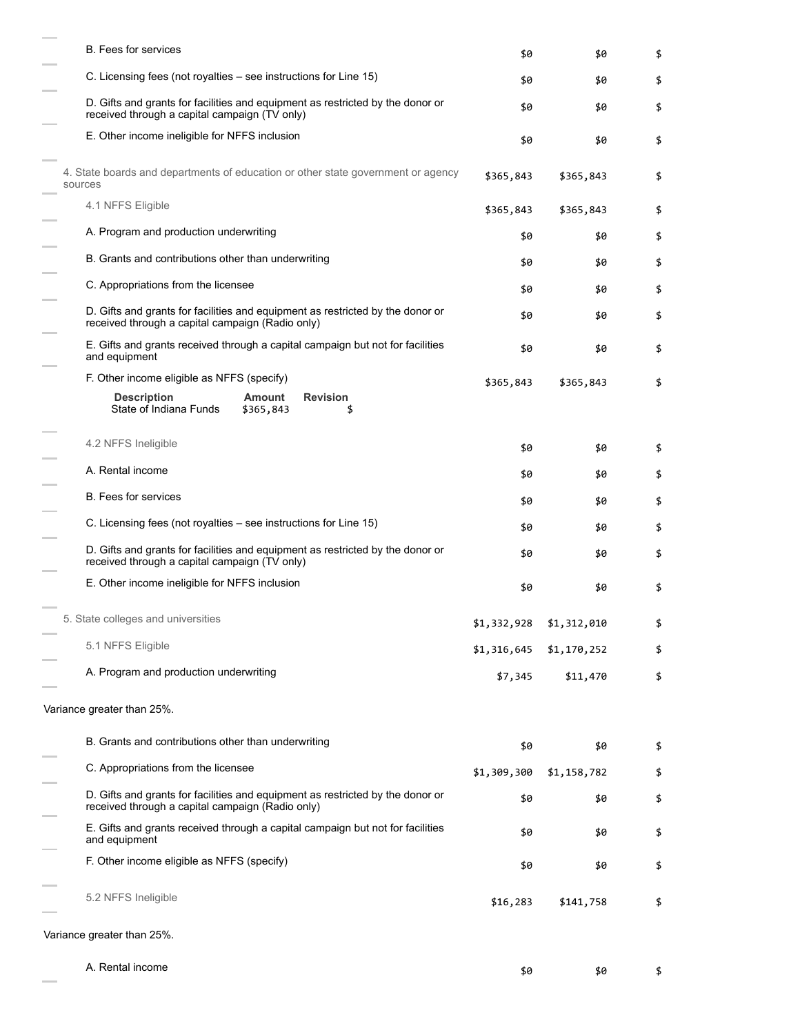| Line item | | | |
|---|---|---|---|
| B. Fees for services | $0 | $0 | $ |
| C. Licensing fees (not royalties – see instructions for Line 15) | $0 | $0 | $ |
| D. Gifts and grants for facilities and equipment as restricted by the donor or received through a capital campaign (TV only) | $0 | $0 | $ |
| E. Other income ineligible for NFFS inclusion | $0 | $0 | $ |
| 4. State boards and departments of education or other state government or agency sources | $365,843 | $365,843 | $ |
| 4.1 NFFS Eligible | $365,843 | $365,843 | $ |
| A. Program and production underwriting | $0 | $0 | $ |
| B. Grants and contributions other than underwriting | $0 | $0 | $ |
| C. Appropriations from the licensee | $0 | $0 | $ |
| D. Gifts and grants for facilities and equipment as restricted by the donor or received through a capital campaign (Radio only) | $0 | $0 | $ |
| E. Gifts and grants received through a capital campaign but not for facilities and equipment | $0 | $0 | $ |
| F. Other income eligible as NFFS (specify) | $365,843 | $365,843 | $ |

| Description | Amount | Revision |
|---|---|---|
| State of Indiana Funds | $365,843 | $ |

| Line item | | | |
|---|---|---|---|
| 4.2 NFFS Ineligible | $0 | $0 | $ |
| A. Rental income | $0 | $0 | $ |
| B. Fees for services | $0 | $0 | $ |
| C. Licensing fees (not royalties – see instructions for Line 15) | $0 | $0 | $ |
| D. Gifts and grants for facilities and equipment as restricted by the donor or received through a capital campaign (TV only) | $0 | $0 | $ |
| E. Other income ineligible for NFFS inclusion | $0 | $0 | $ |
| 5. State colleges and universities | $1,332,928 | $1,312,010 | $ |
| 5.1 NFFS Eligible | $1,316,645 | $1,170,252 | $ |
| A. Program and production underwriting | $7,345 | $11,470 | $ |

Variance greater than 25%.

| Line item | | | |
|---|---|---|---|
| B. Grants and contributions other than underwriting | $0 | $0 | $ |
| C. Appropriations from the licensee | $1,309,300 | $1,158,782 | $ |
| D. Gifts and grants for facilities and equipment as restricted by the donor or received through a capital campaign (Radio only) | $0 | $0 | $ |
| E. Gifts and grants received through a capital campaign but not for facilities and equipment | $0 | $0 | $ |
| F. Other income eligible as NFFS (specify) | $0 | $0 | $ |
| 5.2 NFFS Ineligible | $16,283 | $141,758 | $ |

Variance greater than 25%.

| Line item | | | |
|---|---|---|---|
| A. Rental income | $0 | $0 | $ |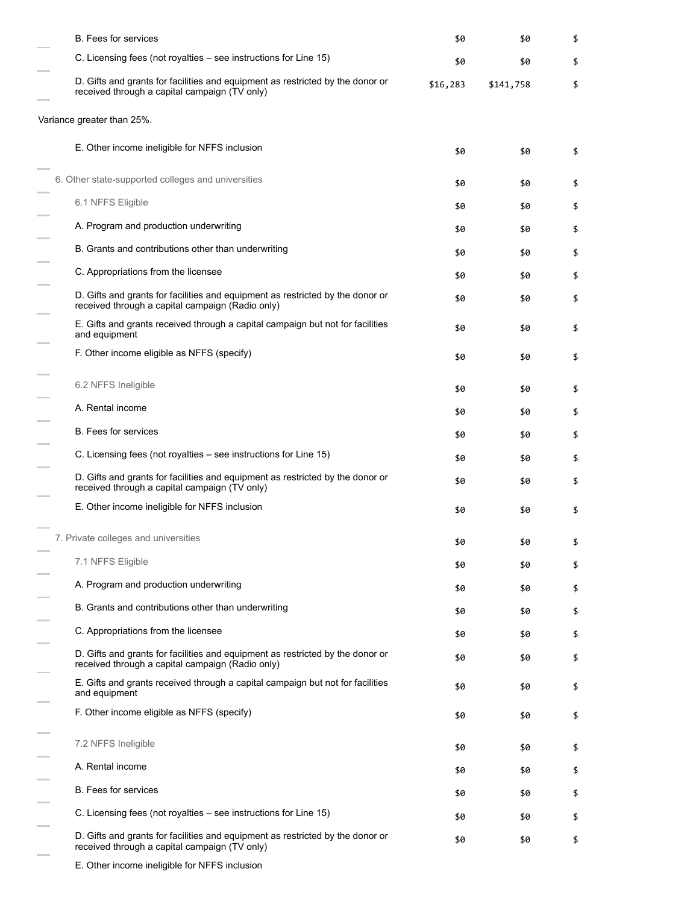| | | | |
|---|---|---|---|
| B. Fees for services | $0 | $0 | $ |
| C. Licensing fees (not royalties – see instructions for Line 15) | $0 | $0 | $ |
| D. Gifts and grants for facilities and equipment as restricted by the donor or received through a capital campaign (TV only) | $16,283 | $141,758 | $ |

Variance greater than 25%.

| | | | |
|---|---|---|---|
| E. Other income ineligible for NFFS inclusion | $0 | $0 | $ |
| 6. Other state-supported colleges and universities | $0 | $0 | $ |
| 6.1 NFFS Eligible | $0 | $0 | $ |
| A. Program and production underwriting | $0 | $0 | $ |
| B. Grants and contributions other than underwriting | $0 | $0 | $ |
| C. Appropriations from the licensee | $0 | $0 | $ |
| D. Gifts and grants for facilities and equipment as restricted by the donor or received through a capital campaign (Radio only) | $0 | $0 | $ |
| E. Gifts and grants received through a capital campaign but not for facilities and equipment | $0 | $0 | $ |
| F. Other income eligible as NFFS (specify) | $0 | $0 | $ |
| 6.2 NFFS Ineligible | $0 | $0 | $ |
| A. Rental income | $0 | $0 | $ |
| B. Fees for services | $0 | $0 | $ |
| C. Licensing fees (not royalties – see instructions for Line 15) | $0 | $0 | $ |
| D. Gifts and grants for facilities and equipment as restricted by the donor or received through a capital campaign (TV only) | $0 | $0 | $ |
| E. Other income ineligible for NFFS inclusion | $0 | $0 | $ |
| 7. Private colleges and universities | $0 | $0 | $ |
| 7.1 NFFS Eligible | $0 | $0 | $ |
| A. Program and production underwriting | $0 | $0 | $ |
| B. Grants and contributions other than underwriting | $0 | $0 | $ |
| C. Appropriations from the licensee | $0 | $0 | $ |
| D. Gifts and grants for facilities and equipment as restricted by the donor or received through a capital campaign (Radio only) | $0 | $0 | $ |
| E. Gifts and grants received through a capital campaign but not for facilities and equipment | $0 | $0 | $ |
| F. Other income eligible as NFFS (specify) | $0 | $0 | $ |
| 7.2 NFFS Ineligible | $0 | $0 | $ |
| A. Rental income | $0 | $0 | $ |
| B. Fees for services | $0 | $0 | $ |
| C. Licensing fees (not royalties – see instructions for Line 15) | $0 | $0 | $ |
| D. Gifts and grants for facilities and equipment as restricted by the donor or received through a capital campaign (TV only) | $0 | $0 | $ |
| E. Other income ineligible for NFFS inclusion | | | |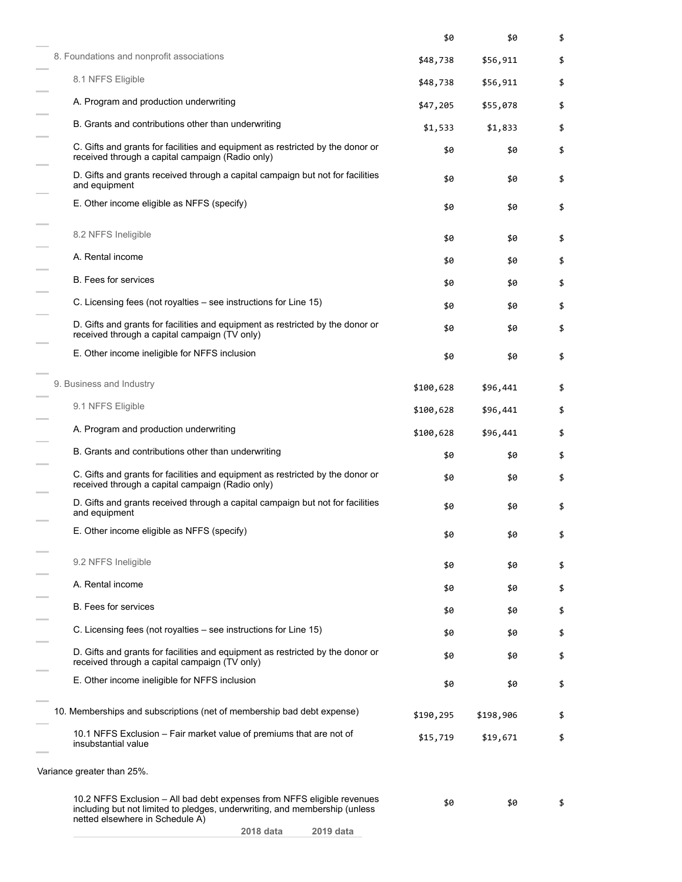| | 2018 data | 2019 data | |
|---|---|---|---|
| | $0 | $0 | $ |
| 8. Foundations and nonprofit associations | $48,738 | $56,911 | $ |
| 8.1 NFFS Eligible | $48,738 | $56,911 | $ |
| A. Program and production underwriting | $47,205 | $55,078 | $ |
| B. Grants and contributions other than underwriting | $1,533 | $1,833 | $ |
| C. Gifts and grants for facilities and equipment as restricted by the donor or received through a capital campaign (Radio only) | $0 | $0 | $ |
| D. Gifts and grants received through a capital campaign but not for facilities and equipment | $0 | $0 | $ |
| E. Other income eligible as NFFS (specify) | $0 | $0 | $ |
| 8.2 NFFS Ineligible | $0 | $0 | $ |
| A. Rental income | $0 | $0 | $ |
| B. Fees for services | $0 | $0 | $ |
| C. Licensing fees (not royalties – see instructions for Line 15) | $0 | $0 | $ |
| D. Gifts and grants for facilities and equipment as restricted by the donor or received through a capital campaign (TV only) | $0 | $0 | $ |
| E. Other income ineligible for NFFS inclusion | $0 | $0 | $ |
| 9. Business and Industry | $100,628 | $96,441 | $ |
| 9.1 NFFS Eligible | $100,628 | $96,441 | $ |
| A. Program and production underwriting | $100,628 | $96,441 | $ |
| B. Grants and contributions other than underwriting | $0 | $0 | $ |
| C. Gifts and grants for facilities and equipment as restricted by the donor or received through a capital campaign (Radio only) | $0 | $0 | $ |
| D. Gifts and grants received through a capital campaign but not for facilities and equipment | $0 | $0 | $ |
| E. Other income eligible as NFFS (specify) | $0 | $0 | $ |
| 9.2 NFFS Ineligible | $0 | $0 | $ |
| A. Rental income | $0 | $0 | $ |
| B. Fees for services | $0 | $0 | $ |
| C. Licensing fees (not royalties – see instructions for Line 15) | $0 | $0 | $ |
| D. Gifts and grants for facilities and equipment as restricted by the donor or received through a capital campaign (TV only) | $0 | $0 | $ |
| E. Other income ineligible for NFFS inclusion | $0 | $0 | $ |
| 10. Memberships and subscriptions (net of membership bad debt expense) | $190,295 | $198,906 | $ |
| 10.1 NFFS Exclusion – Fair market value of premiums that are not of insubstantial value | $15,719 | $19,671 | $ |

Variance greater than 25%.

| | 2018 data | 2019 data | |
|---|---|---|---|
| 10.2 NFFS Exclusion – All bad debt expenses from NFFS eligible revenues including but not limited to pledges, underwriting, and membership (unless netted elsewhere in Schedule A) | $0 | $0 | $ |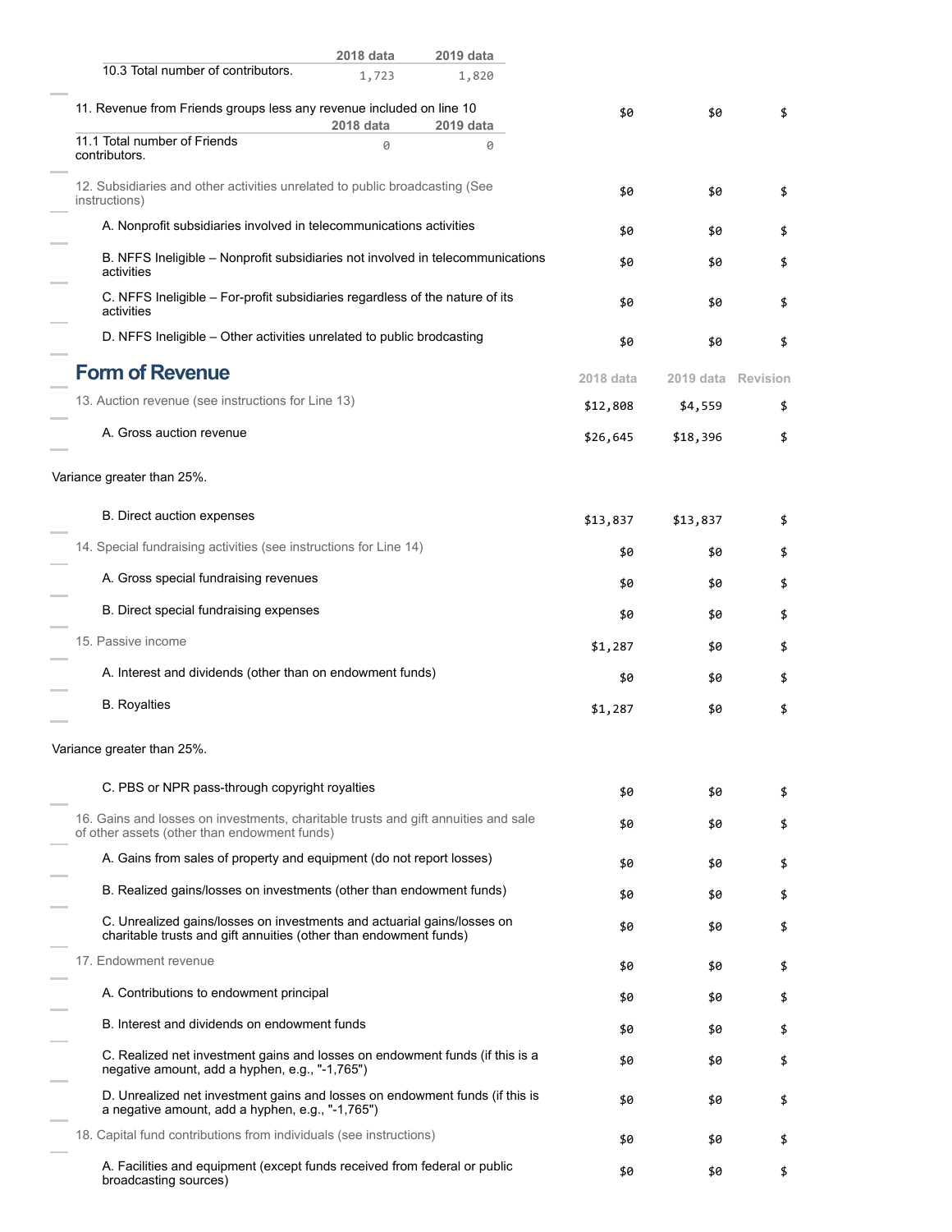| | 2018 data | 2019 data |
|---|---|---|
| 10.3 Total number of contributors. | 1,723 | 1,820 |

| | | | |
|---|---|---|---|
| 11. Revenue from Friends groups less any revenue included on line 10 | $0 | $0 | $ |

| | 2018 data | 2019 data |
|---|---|---|
| 11.1 Total number of Friends contributors. | 0 | 0 |

| | | | |
|---|---|---|---|
| 12. Subsidiaries and other activities unrelated to public broadcasting (See instructions) | $0 | $0 | $ |
| A. Nonprofit subsidiaries involved in telecommunications activities | $0 | $0 | $ |
| B. NFFS Ineligible – Nonprofit subsidiaries not involved in telecommunications activities | $0 | $0 | $ |
| C. NFFS Ineligible – For-profit subsidiaries regardless of the nature of its activities | $0 | $0 | $ |
| D. NFFS Ineligible – Other activities unrelated to public brodcasting | $0 | $0 | $ |

## Form of Revenue

| | 2018 data | 2019 data | Revision |
|---|---|---|---|
| 13. Auction revenue (see instructions for Line 13) | $12,808 | $4,559 | $ |
| A. Gross auction revenue | $26,645 | $18,396 | $ |

Variance greater than 25%.

| | 2018 data | 2019 data | Revision |
|---|---|---|---|
| B. Direct auction expenses | $13,837 | $13,837 | $ |
| 14. Special fundraising activities (see instructions for Line 14) | $0 | $0 | $ |
| A. Gross special fundraising revenues | $0 | $0 | $ |
| B. Direct special fundraising expenses | $0 | $0 | $ |
| 15. Passive income | $1,287 | $0 | $ |
| A. Interest and dividends (other than on endowment funds) | $0 | $0 | $ |
| B. Royalties | $1,287 | $0 | $ |

Variance greater than 25%.

| | 2018 data | 2019 data | Revision |
|---|---|---|---|
| C. PBS or NPR pass-through copyright royalties | $0 | $0 | $ |
| 16. Gains and losses on investments, charitable trusts and gift annuities and sale of other assets (other than endowment funds) | $0 | $0 | $ |
| A. Gains from sales of property and equipment (do not report losses) | $0 | $0 | $ |
| B. Realized gains/losses on investments (other than endowment funds) | $0 | $0 | $ |
| C. Unrealized gains/losses on investments and actuarial gains/losses on charitable trusts and gift annuities (other than endowment funds) | $0 | $0 | $ |
| 17. Endowment revenue | $0 | $0 | $ |
| A. Contributions to endowment principal | $0 | $0 | $ |
| B. Interest and dividends on endowment funds | $0 | $0 | $ |
| C. Realized net investment gains and losses on endowment funds (if this is a negative amount, add a hyphen, e.g., "-1,765") | $0 | $0 | $ |
| D. Unrealized net investment gains and losses on endowment funds (if this is a negative amount, add a hyphen, e.g., "-1,765") | $0 | $0 | $ |
| 18. Capital fund contributions from individuals (see instructions) | $0 | $0 | $ |
| A. Facilities and equipment (except funds received from federal or public broadcasting sources) | $0 | $0 | $ |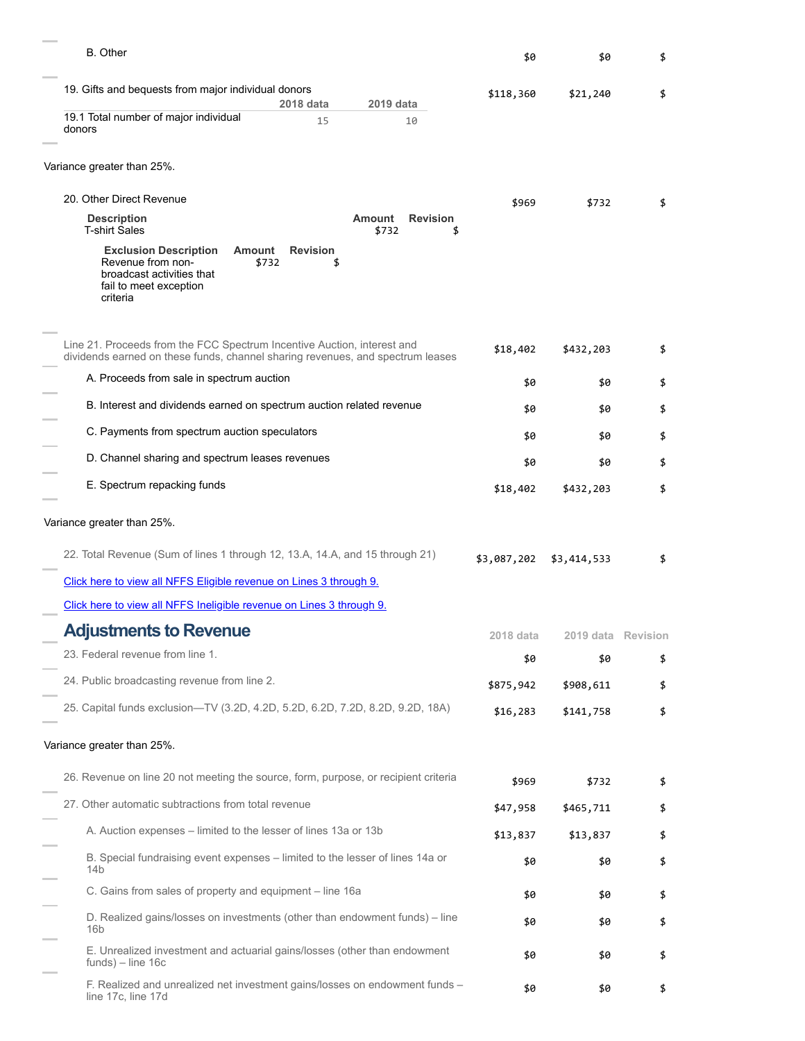| | 2018 data | 2019 data | Revision |
|---|---|---|---|
| B. Other | $0 | $0 | $ |
| 19. Gifts and bequests from major individual donors | $118,360 | $21,240 | $ |

| | 2018 data | 2019 data |
|---|---|---|
| 19.1 Total number of major individual donors | 15 | 10 |

Variance greater than 25%.

| | 2018 data | 2019 data | Revision |
|---|---|---|---|
| 20. Other Direct Revenue | $969 | $732 | $ |

| Description | Amount | Revision |
|---|---|---|
| T-shirt Sales | $732 | $ |

| Exclusion Description | Amount | Revision |
|---|---|---|
| Revenue from non-broadcast activities that fail to meet exception criteria | $732 | $ |

| | 2018 data | 2019 data | Revision |
|---|---|---|---|
| Line 21. Proceeds from the FCC Spectrum Incentive Auction, interest and dividends earned on these funds, channel sharing revenues, and spectrum leases | $18,402 | $432,203 | $ |
| A. Proceeds from sale in spectrum auction | $0 | $0 | $ |
| B. Interest and dividends earned on spectrum auction related revenue | $0 | $0 | $ |
| C. Payments from spectrum auction speculators | $0 | $0 | $ |
| D. Channel sharing and spectrum leases revenues | $0 | $0 | $ |
| E. Spectrum repacking funds | $18,402 | $432,203 | $ |

Variance greater than 25%.

| | 2018 data | 2019 data | Revision |
|---|---|---|---|
| 22. Total Revenue (Sum of lines 1 through 12, 13.A, 14.A, and 15 through 21) | $3,087,202 | $3,414,533 | $ |

Click here to view all NFFS Eligible revenue on Lines 3 through 9.

Click here to view all NFFS Ineligible revenue on Lines 3 through 9.

## Adjustments to Revenue

| | 2018 data | 2019 data | Revision |
|---|---|---|---|
| 23. Federal revenue from line 1. | $0 | $0 | $ |
| 24. Public broadcasting revenue from line 2. | $875,942 | $908,611 | $ |
| 25. Capital funds exclusion—TV (3.2D, 4.2D, 5.2D, 6.2D, 7.2D, 8.2D, 9.2D, 18A) | $16,283 | $141,758 | $ |

Variance greater than 25%.

| | 2018 data | 2019 data | Revision |
|---|---|---|---|
| 26. Revenue on line 20 not meeting the source, form, purpose, or recipient criteria | $969 | $732 | $ |
| 27. Other automatic subtractions from total revenue | $47,958 | $465,711 | $ |
| A. Auction expenses – limited to the lesser of lines 13a or 13b | $13,837 | $13,837 | $ |
| B. Special fundraising event expenses – limited to the lesser of lines 14a or 14b | $0 | $0 | $ |
| C. Gains from sales of property and equipment – line 16a | $0 | $0 | $ |
| D. Realized gains/losses on investments (other than endowment funds) – line 16b | $0 | $0 | $ |
| E. Unrealized investment and actuarial gains/losses (other than endowment funds) – line 16c | $0 | $0 | $ |
| F. Realized and unrealized net investment gains/losses on endowment funds – line 17c, line 17d | $0 | $0 | $ |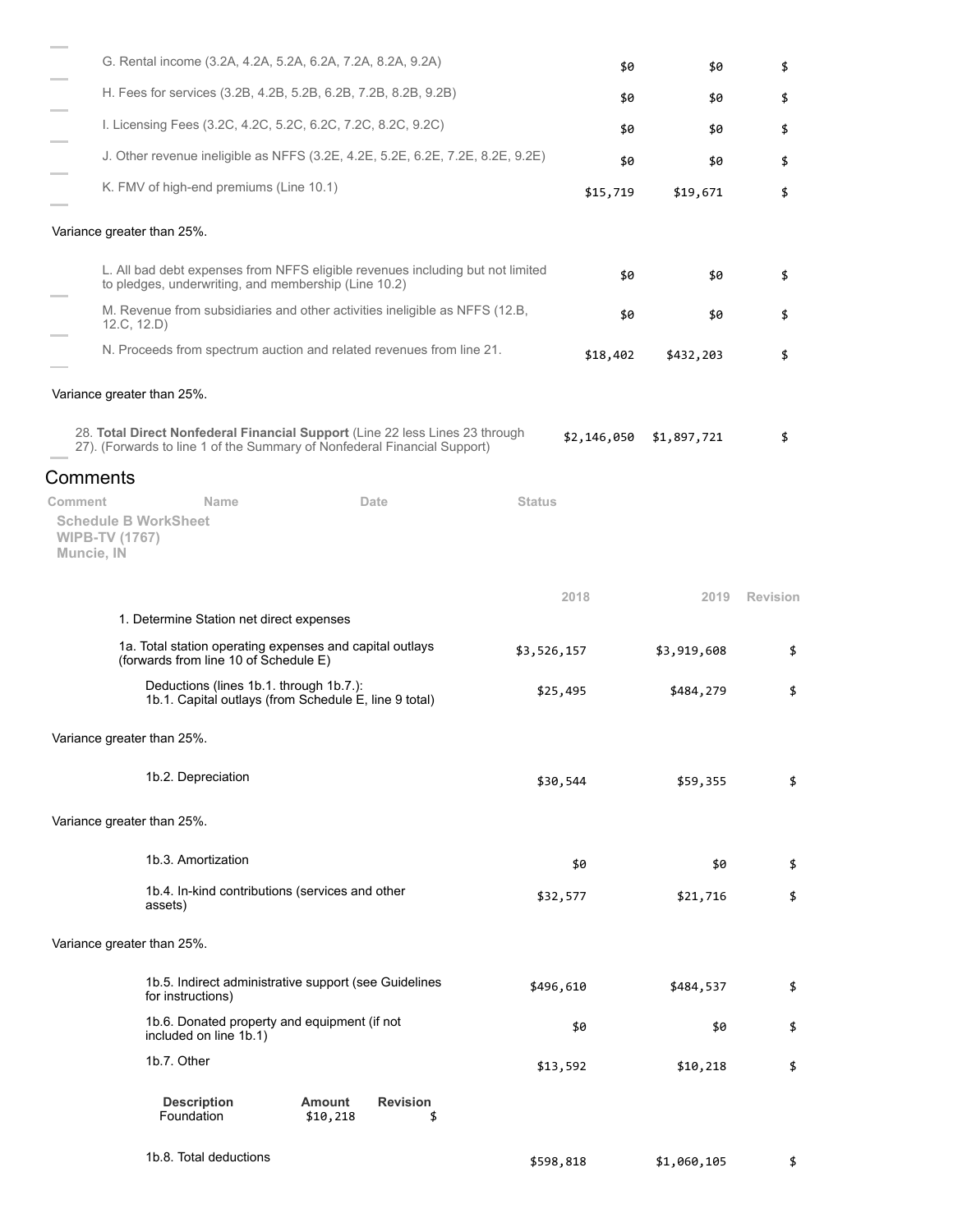| | | | |
|---|---|---|---|
| G. Rental income (3.2A, 4.2A, 5.2A, 6.2A, 7.2A, 8.2A, 9.2A) | $0 | $0 | $ |
| H. Fees for services (3.2B, 4.2B, 5.2B, 6.2B, 7.2B, 8.2B, 9.2B) | $0 | $0 | $ |
| I. Licensing Fees (3.2C, 4.2C, 5.2C, 6.2C, 7.2C, 8.2C, 9.2C) | $0 | $0 | $ |
| J. Other revenue ineligible as NFFS (3.2E, 4.2E, 5.2E, 6.2E, 7.2E, 8.2E, 9.2E) | $0 | $0 | $ |
| K. FMV of high-end premiums (Line 10.1) | $15,719 | $19,671 | $ |

Variance greater than 25%.

| | | | |
|---|---|---|---|
| L. All bad debt expenses from NFFS eligible revenues including but not limited to pledges, underwriting, and membership (Line 10.2) | $0 | $0 | $ |
| M. Revenue from subsidiaries and other activities ineligible as NFFS (12.B, 12.C, 12.D) | $0 | $0 | $ |
| N. Proceeds from spectrum auction and related revenues from line 21. | $18,402 | $432,203 | $ |

Variance greater than 25%.

| | | | |
|---|---|---|---|
| 28. **Total Direct Nonfederal Financial Support** (Line 22 less Lines 23 through 27). (Forwards to line 1 of the Summary of Nonfederal Financial Support) | $2,146,050 | $1,897,721 | $ |

## Comments

| Comment | Name | Date | Status |
|---|---|---|---|

**Schedule B WorkSheet**
**WIPB-TV (1767)**
**Muncie, IN**

| | 2018 | 2019 | Revision |
|---|---|---|---|
| 1. Determine Station net direct expenses | | | |
| 1a. Total station operating expenses and capital outlays (forwards from line 10 of Schedule E) | $3,526,157 | $3,919,608 | $ |
| Deductions (lines 1b.1. through 1b.7.): 1b.1. Capital outlays (from Schedule E, line 9 total) | $25,495 | $484,279 | $ |

Variance greater than 25%.

| | | | |
|---|---|---|---|
| 1b.2. Depreciation | $30,544 | $59,355 | $ |

Variance greater than 25%.

| | | | |
|---|---|---|---|
| 1b.3. Amortization | $0 | $0 | $ |
| 1b.4. In-kind contributions (services and other assets) | $32,577 | $21,716 | $ |

Variance greater than 25%.

| | | | |
|---|---|---|---|
| 1b.5. Indirect administrative support (see Guidelines for instructions) | $496,610 | $484,537 | $ |
| 1b.6. Donated property and equipment (if not included on line 1b.1) | $0 | $0 | $ |
| 1b.7. Other | $13,592 | $10,218 | $ |

| Description | Amount | Revision |
|---|---|---|
| Foundation | $10,218 | $ |

| | | | |
|---|---|---|---|
| 1b.8. Total deductions | $598,818 | $1,060,105 | $ |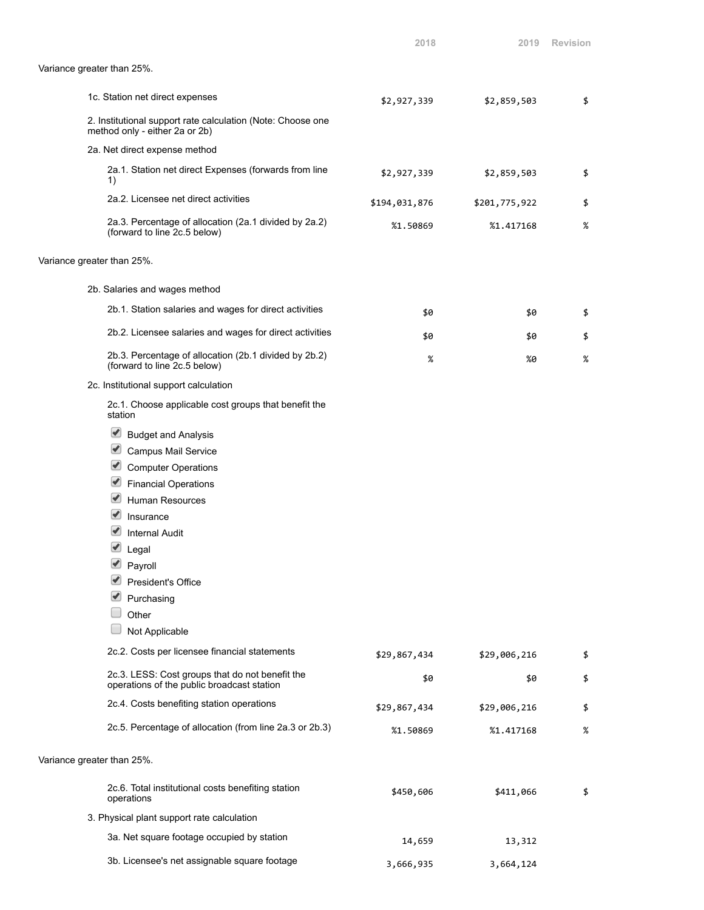| | 2018 | 2019 | Revision |
|---|---|---|---|
| Variance greater than 25%. | | | |
| 1c. Station net direct expenses | $2,927,339 | $2,859,503 | $ |
| 2. Institutional support rate calculation (Note: Choose one method only - either 2a or 2b) | | | |
| 2a. Net direct expense method | | | |
| 2a.1. Station net direct Expenses (forwards from line 1) | $2,927,339 | $2,859,503 | $ |
| 2a.2. Licensee net direct activities | $194,031,876 | $201,775,922 | $ |
| 2a.3. Percentage of allocation (2a.1 divided by 2a.2) (forward to line 2c.5 below) | %1.50869 | %1.417168 | % |
| Variance greater than 25%. | | | |
| 2b. Salaries and wages method | | | |
| 2b.1. Station salaries and wages for direct activities | $0 | $0 | $ |
| 2b.2. Licensee salaries and wages for direct activities | $0 | $0 | $ |
| 2b.3. Percentage of allocation (2b.1 divided by 2b.2) (forward to line 2c.5 below) | % | %0 | % |
| 2c. Institutional support calculation | | | |
| 2c.1. Choose applicable cost groups that benefit the station | | | |

- [x] Budget and Analysis
- [x] Campus Mail Service
- [x] Computer Operations
- [x] Financial Operations
- [x] Human Resources
- [x] Insurance
- [x] Internal Audit
- [x] Legal
- [x] Payroll
- [x] President's Office
- [x] Purchasing
- [ ] Other
- [ ] Not Applicable

| | 2018 | 2019 | Revision |
|---|---|---|---|
| 2c.2. Costs per licensee financial statements | $29,867,434 | $29,006,216 | $ |
| 2c.3. LESS: Cost groups that do not benefit the operations of the public broadcast station | $0 | $0 | $ |
| 2c.4. Costs benefiting station operations | $29,867,434 | $29,006,216 | $ |
| 2c.5. Percentage of allocation (from line 2a.3 or 2b.3) | %1.50869 | %1.417168 | % |
| Variance greater than 25%. | | | |
| 2c.6. Total institutional costs benefiting station operations | $450,606 | $411,066 | $ |
| 3. Physical plant support rate calculation | | | |
| 3a. Net square footage occupied by station | 14,659 | 13,312 | |
| 3b. Licensee's net assignable square footage | 3,666,935 | 3,664,124 | |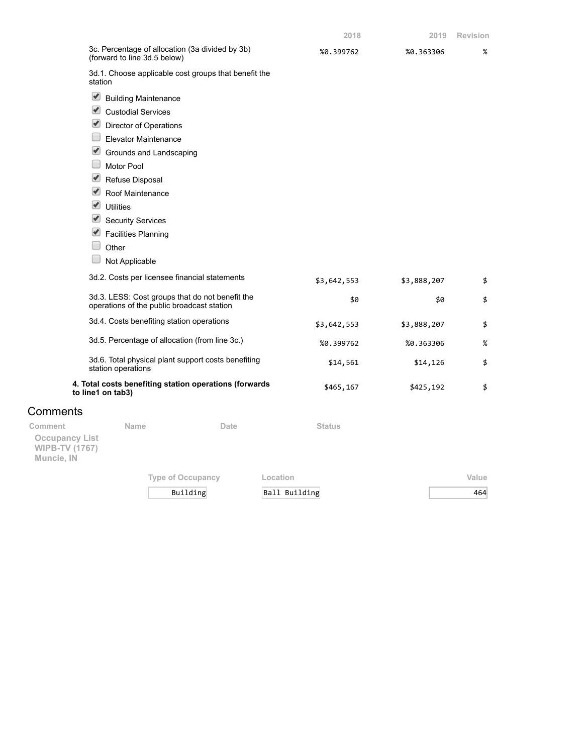| | 2018 | 2019 | Revision |
|---|---|---|---|
| 3c. Percentage of allocation (3a divided by 3b) (forward to line 3d.5 below) | %0.399762 | %0.363306 | % |
| 3d.1. Choose applicable cost groups that benefit the station | | | |

- [x] Building Maintenance
- [x] Custodial Services
- [x] Director of Operations
- [ ] Elevator Maintenance
- [x] Grounds and Landscaping
- [ ] Motor Pool
- [x] Refuse Disposal
- [x] Roof Maintenance
- [x] Utilities
- [x] Security Services
- [x] Facilities Planning
- [ ] Other
- [ ] Not Applicable

| | 2018 | 2019 | Revision |
|---|---|---|---|
| 3d.2. Costs per licensee financial statements | $3,642,553 | $3,888,207 | $ |
| 3d.3. LESS: Cost groups that do not benefit the operations of the public broadcast station | $0 | $0 | $ |
| 3d.4. Costs benefiting station operations | $3,642,553 | $3,888,207 | $ |
| 3d.5. Percentage of allocation (from line 3c.) | %0.399762 | %0.363306 | % |
| 3d.6. Total physical plant support costs benefiting station operations | $14,561 | $14,126 | $ |
| **4. Total costs benefiting station operations (forwards to line1 on tab3)** | $465,167 | $425,192 | $ |

## Comments

| Comment | Name | Date | Status |
|---|---|---|---|

**Occupancy List**
**WIPB-TV (1767)**
**Muncie, IN**

| Type of Occupancy | Location | Value |
|---|---|---|
| Building | Ball Building | 464 |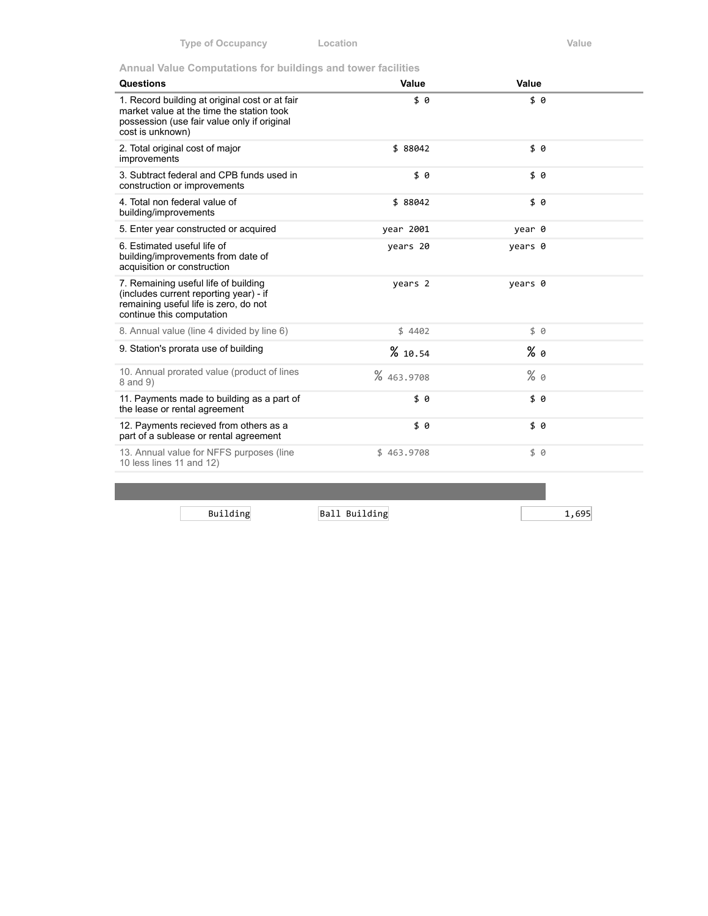| Type of Occupancy | Location | Value |
|---|---|---|

### Annual Value Computations for buildings and tower facilities

| Questions | Value | Value |
|---|---|---|
| 1. Record building at original cost or at fair market value at the time the station took possession (use fair value only if original cost is unknown) | $ 0 | $ 0 |
| 2. Total original cost of major improvements | $ 88042 | $ 0 |
| 3. Subtract federal and CPB funds used in construction or improvements | $ 0 | $ 0 |
| 4. Total non federal value of building/improvements | $ 88042 | $ 0 |
| 5. Enter year constructed or acquired | year 2001 | year 0 |
| 6. Estimated useful life of building/improvements from date of acquisition or construction | years 20 | years 0 |
| 7. Remaining useful life of building (includes current reporting year) - if remaining useful life is zero, do not continue this computation | years 2 | years 0 |
| 8. Annual value (line 4 divided by line 6) | $ 4402 | $ 0 |
| 9. Station's prorata use of building | % 10.54 | % 0 |
| 10. Annual prorated value (product of lines 8 and 9) | % 463.9708 | % 0 |
| 11. Payments made to building as a part of the lease or rental agreement | $ 0 | $ 0 |
| 12. Payments recieved from others as a part of a sublease or rental agreement | $ 0 | $ 0 |
| 13. Annual value for NFFS purposes (line 10 less lines 11 and 12) | $ 463.9708 | $ 0 |

| Type of Occupancy | Location | Value |
|---|---|---|
| Building | Ball Building | 1,695 |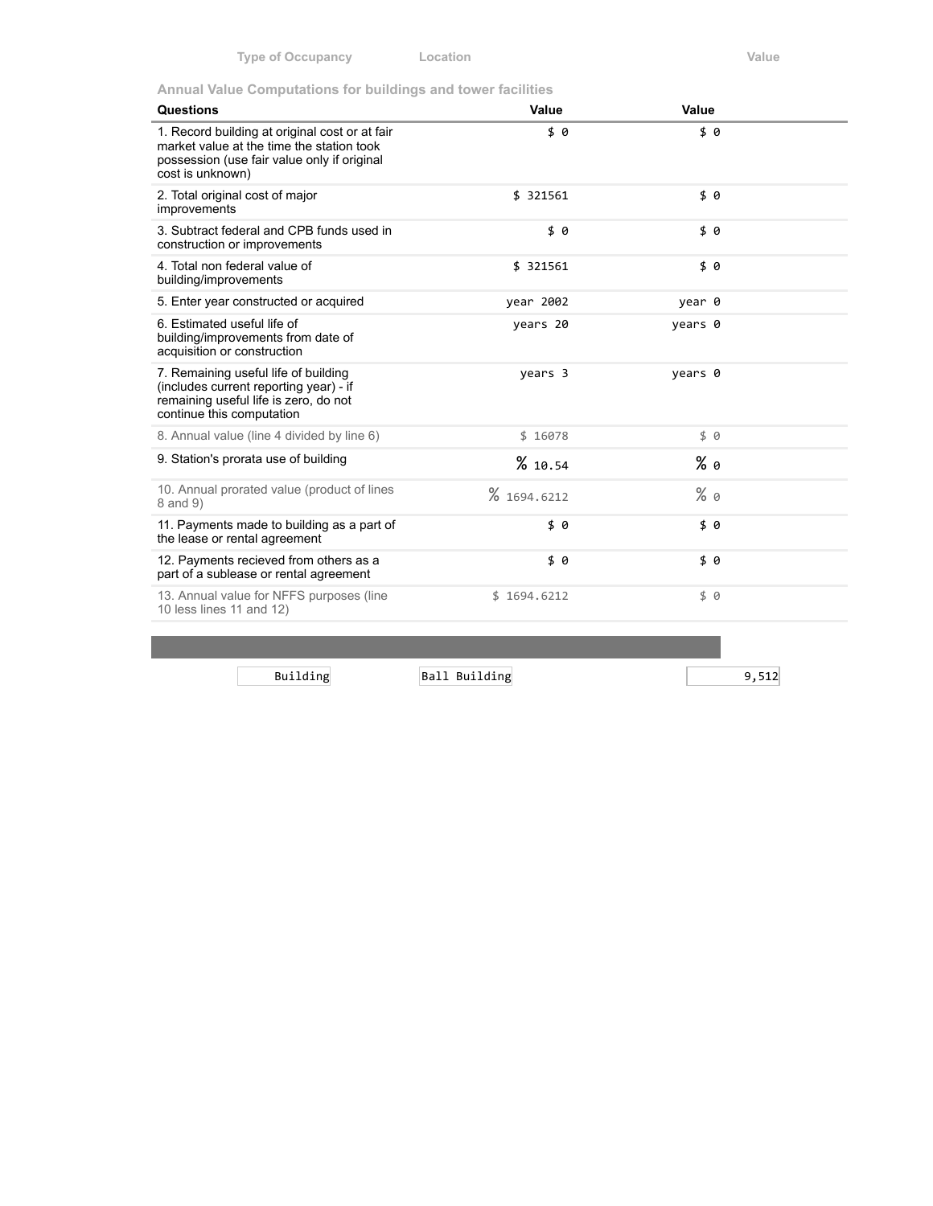| Type of Occupancy | Location | Value |
|---|---|---|

### Annual Value Computations for buildings and tower facilities

| Questions | Value | Value |
|---|---|---|
| 1. Record building at original cost or at fair market value at the time the station took possession (use fair value only if original cost is unknown) | $ 0 | $ 0 |
| 2. Total original cost of major improvements | $ 321561 | $ 0 |
| 3. Subtract federal and CPB funds used in construction or improvements | $ 0 | $ 0 |
| 4. Total non federal value of building/improvements | $ 321561 | $ 0 |
| 5. Enter year constructed or acquired | year 2002 | year 0 |
| 6. Estimated useful life of building/improvements from date of acquisition or construction | years 20 | years 0 |
| 7. Remaining useful life of building (includes current reporting year) - if remaining useful life is zero, do not continue this computation | years 3 | years 0 |
| 8. Annual value (line 4 divided by line 6) | $ 16078 | $ 0 |
| 9. Station's prorata use of building | % 10.54 | % 0 |
| 10. Annual prorated value (product of lines 8 and 9) | % 1694.6212 | % 0 |
| 11. Payments made to building as a part of the lease or rental agreement | $ 0 | $ 0 |
| 12. Payments recieved from others as a part of a sublease or rental agreement | $ 0 | $ 0 |
| 13. Annual value for NFFS purposes (line 10 less lines 11 and 12) | $ 1694.6212 | $ 0 |

| Type of Occupancy | Location | Value |
|---|---|---|
| Building | Ball Building | 9,512 |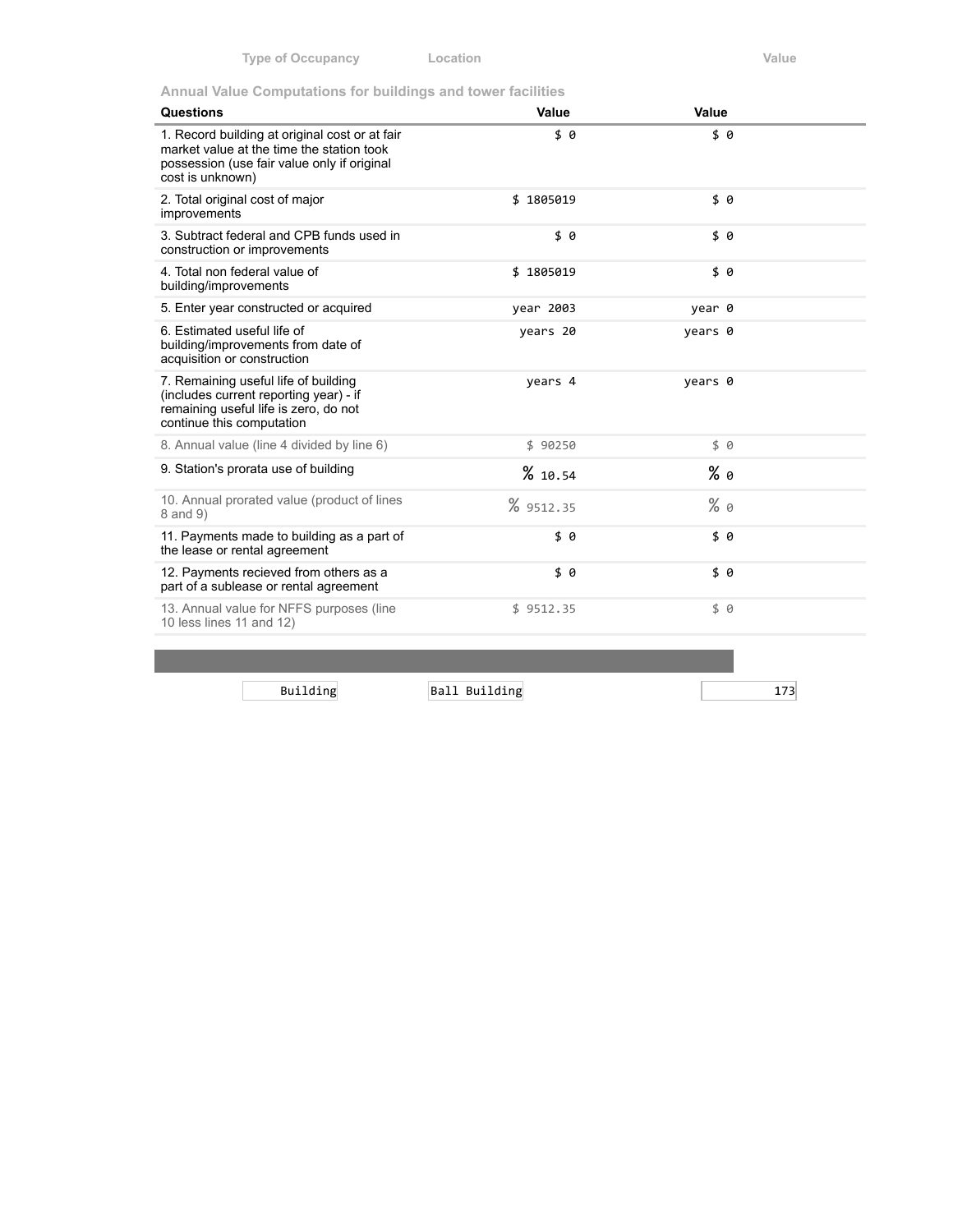| Type of Occupancy | Location | Value |
|---|---|---|

### Annual Value Computations for buildings and tower facilities

| Questions | Value | Value |
|---|---|---|
| 1. Record building at original cost or at fair market value at the time the station took possession (use fair value only if original cost is unknown) | $ 0 | $ 0 |
| 2. Total original cost of major improvements | $ 1805019 | $ 0 |
| 3. Subtract federal and CPB funds used in construction or improvements | $ 0 | $ 0 |
| 4. Total non federal value of building/improvements | $ 1805019 | $ 0 |
| 5. Enter year constructed or acquired | year 2003 | year 0 |
| 6. Estimated useful life of building/improvements from date of acquisition or construction | years 20 | years 0 |
| 7. Remaining useful life of building (includes current reporting year) - if remaining useful life is zero, do not continue this computation | years 4 | years 0 |
| 8. Annual value (line 4 divided by line 6) | $ 90250 | $ 0 |
| 9. Station's prorata use of building | % 10.54 | % 0 |
| 10. Annual prorated value (product of lines 8 and 9) | % 9512.35 | % 0 |
| 11. Payments made to building as a part of the lease or rental agreement | $ 0 | $ 0 |
| 12. Payments recieved from others as a part of a sublease or rental agreement | $ 0 | $ 0 |
| 13. Annual value for NFFS purposes (line 10 less lines 11 and 12) | $ 9512.35 | $ 0 |

| Type of Occupancy | Location | Value |
|---|---|---|
| Building | Ball Building | 173 |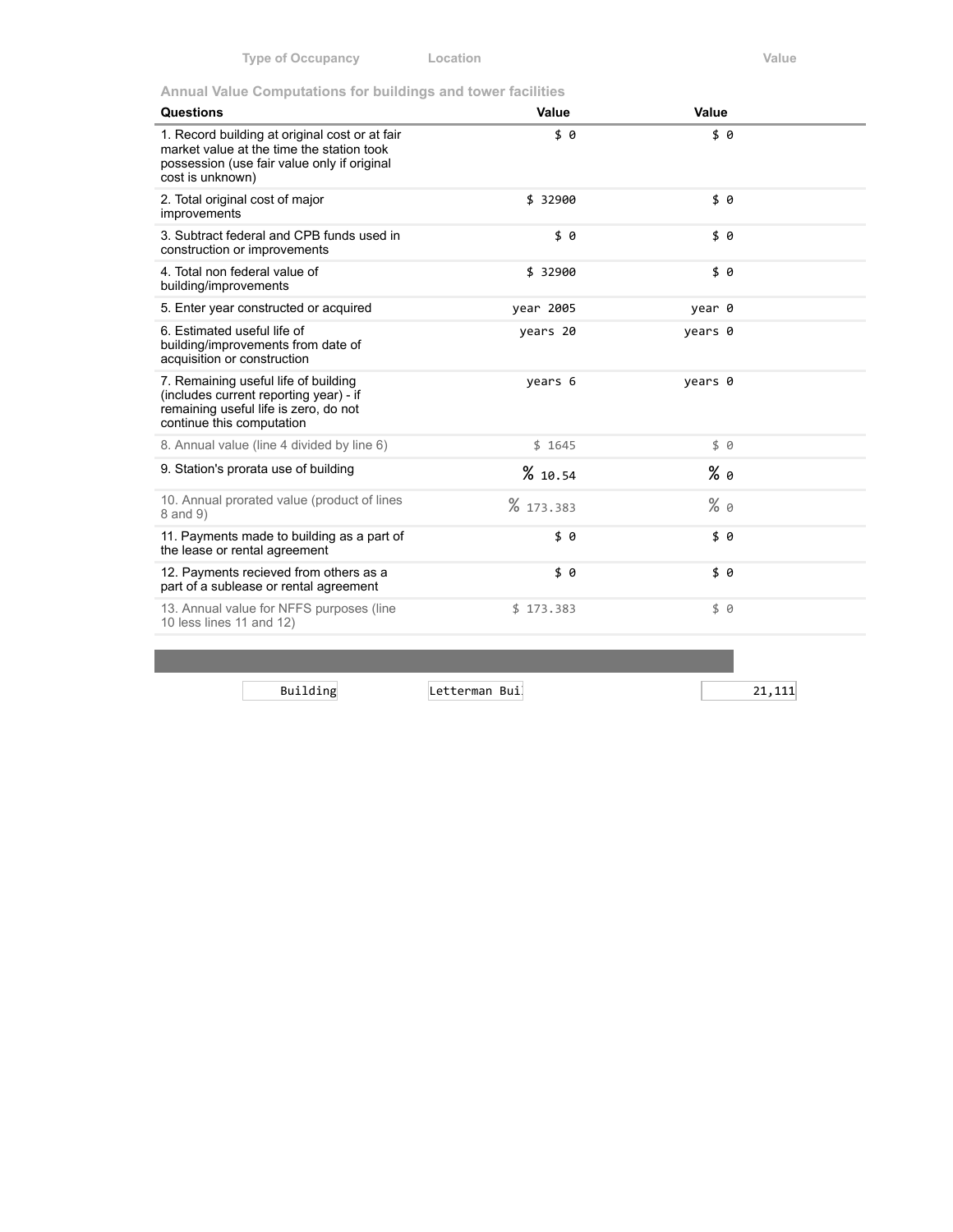| Type of Occupancy | Location | Value |
|---|---|---|

Annual Value Computations for buildings and tower facilities

| Questions | Value | Value |
|---|---|---|
| 1. Record building at original cost or at fair market value at the time the station took possession (use fair value only if original cost is unknown) | $ 0 | $ 0 |
| 2. Total original cost of major improvements | $ 32900 | $ 0 |
| 3. Subtract federal and CPB funds used in construction or improvements | $ 0 | $ 0 |
| 4. Total non federal value of building/improvements | $ 32900 | $ 0 |
| 5. Enter year constructed or acquired | year 2005 | year 0 |
| 6. Estimated useful life of building/improvements from date of acquisition or construction | years 20 | years 0 |
| 7. Remaining useful life of building (includes current reporting year) - if remaining useful life is zero, do not continue this computation | years 6 | years 0 |
| 8. Annual value (line 4 divided by line 6) | $ 1645 | $ 0 |
| 9. Station's prorata use of building | % 10.54 | % 0 |
| 10. Annual prorated value (product of lines 8 and 9) | % 173.383 | % 0 |
| 11. Payments made to building as a part of the lease or rental agreement | $ 0 | $ 0 |
| 12. Payments recieved from others as a part of a sublease or rental agreement | $ 0 | $ 0 |
| 13. Annual value for NFFS purposes (line 10 less lines 11 and 12) | $ 173.383 | $ 0 |

| Type of Occupancy | Location | Value |
|---|---|---|
| Building | Letterman Bui | 21,111 |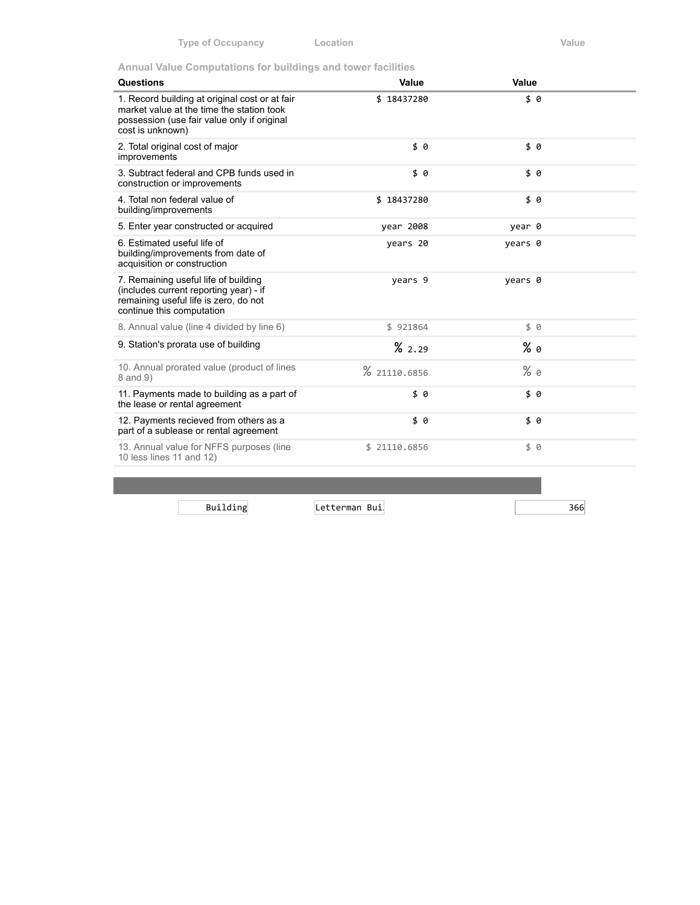| Type of Occupancy | Location | Value |
| --- | --- | --- |

### Annual Value Computations for buildings and tower facilities

| Questions | Value | Value |
| --- | --- | --- |
| 1. Record building at original cost or at fair market value at the time the station took possession (use fair value only if original cost is unknown) | $ 18437280 | $ 0 |
| 2. Total original cost of major improvements | $ 0 | $ 0 |
| 3. Subtract federal and CPB funds used in construction or improvements | $ 0 | $ 0 |
| 4. Total non federal value of building/improvements | $ 18437280 | $ 0 |
| 5. Enter year constructed or acquired | year 2008 | year 0 |
| 6. Estimated useful life of building/improvements from date of acquisition or construction | years 20 | years 0 |
| 7. Remaining useful life of building (includes current reporting year) - if remaining useful life is zero, do not continue this computation | years 9 | years 0 |
| 8. Annual value (line 4 divided by line 6) | $ 921864 | $ 0 |
| 9. Station's prorata use of building | % 2.29 | % 0 |
| 10. Annual prorated value (product of lines 8 and 9) | % 21110.6856 | % 0 |
| 11. Payments made to building as a part of the lease or rental agreement | $ 0 | $ 0 |
| 12. Payments recieved from others as a part of a sublease or rental agreement | $ 0 | $ 0 |
| 13. Annual value for NFFS purposes (line 10 less lines 11 and 12) | $ 21110.6856 | $ 0 |

| Type of Occupancy | Location | Value |
| --- | --- | --- |
| Building | Letterman Bui | 366 |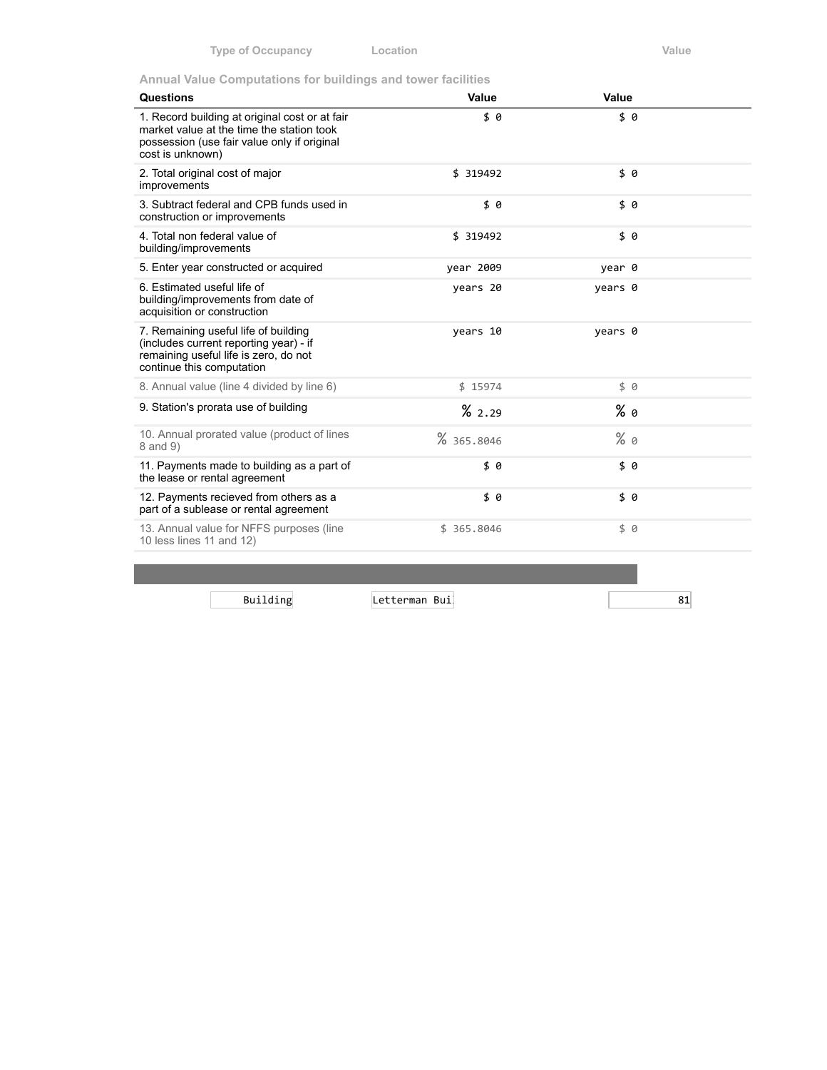| Type of Occupancy | Location | Value |
| --- | --- | --- |

### Annual Value Computations for buildings and tower facilities

| Questions | Value | Value |
| --- | --- | --- |
| 1. Record building at original cost or at fair market value at the time the station took possession (use fair value only if original cost is unknown) | $ 0 | $ 0 |
| 2. Total original cost of major improvements | $ 319492 | $ 0 |
| 3. Subtract federal and CPB funds used in construction or improvements | $ 0 | $ 0 |
| 4. Total non federal value of building/improvements | $ 319492 | $ 0 |
| 5. Enter year constructed or acquired | year 2009 | year 0 |
| 6. Estimated useful life of building/improvements from date of acquisition or construction | years 20 | years 0 |
| 7. Remaining useful life of building (includes current reporting year) - if remaining useful life is zero, do not continue this computation | years 10 | years 0 |
| 8. Annual value (line 4 divided by line 6) | $ 15974 | $ 0 |
| 9. Station's prorata use of building | % 2.29 | % 0 |
| 10. Annual prorated value (product of lines 8 and 9) | % 365.8046 | % 0 |
| 11. Payments made to building as a part of the lease or rental agreement | $ 0 | $ 0 |
| 12. Payments recieved from others as a part of a sublease or rental agreement | $ 0 | $ 0 |
| 13. Annual value for NFFS purposes (line 10 less lines 11 and 12) | $ 365.8046 | $ 0 |

| Type of Occupancy | Location | Value |
| --- | --- | --- |
| Building | Letterman Bui | 81 |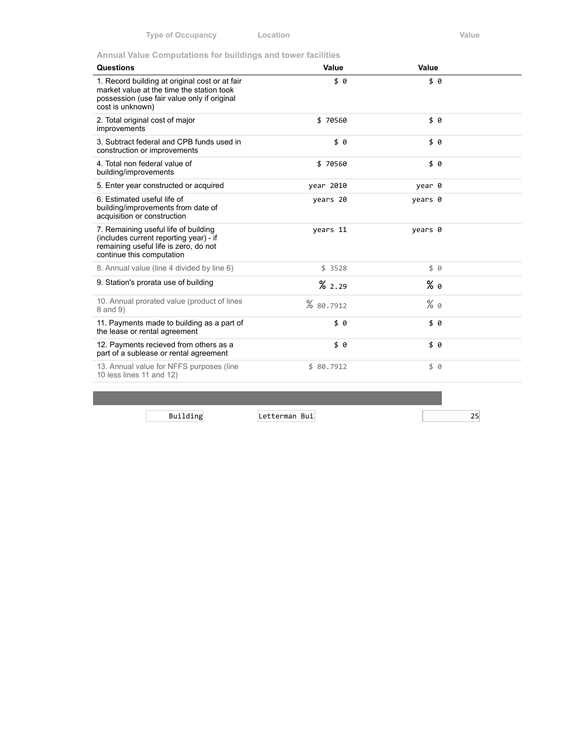| Type of Occupancy | Location | Value |
|---|---|---|

### Annual Value Computations for buildings and tower facilities

| Questions | Value | Value |
|---|---|---|
| 1. Record building at original cost or at fair market value at the time the station took possession (use fair value only if original cost is unknown) | $ 0 | $ 0 |
| 2. Total original cost of major improvements | $ 70560 | $ 0 |
| 3. Subtract federal and CPB funds used in construction or improvements | $ 0 | $ 0 |
| 4. Total non federal value of building/improvements | $ 70560 | $ 0 |
| 5. Enter year constructed or acquired | year 2010 | year 0 |
| 6. Estimated useful life of building/improvements from date of acquisition or construction | years 20 | years 0 |
| 7. Remaining useful life of building (includes current reporting year) - if remaining useful life is zero, do not continue this computation | years 11 | years 0 |
| 8. Annual value (line 4 divided by line 6) | $ 3528 | $ 0 |
| 9. Station's prorata use of building | % 2.29 | % 0 |
| 10. Annual prorated value (product of lines 8 and 9) | % 80.7912 | % 0 |
| 11. Payments made to building as a part of the lease or rental agreement | $ 0 | $ 0 |
| 12. Payments recieved from others as a part of a sublease or rental agreement | $ 0 | $ 0 |
| 13. Annual value for NFFS purposes (line 10 less lines 11 and 12) | $ 80.7912 | $ 0 |

| Type of Occupancy | Location | Value |
|---|---|---|
| Building | Letterman Bui | 25 |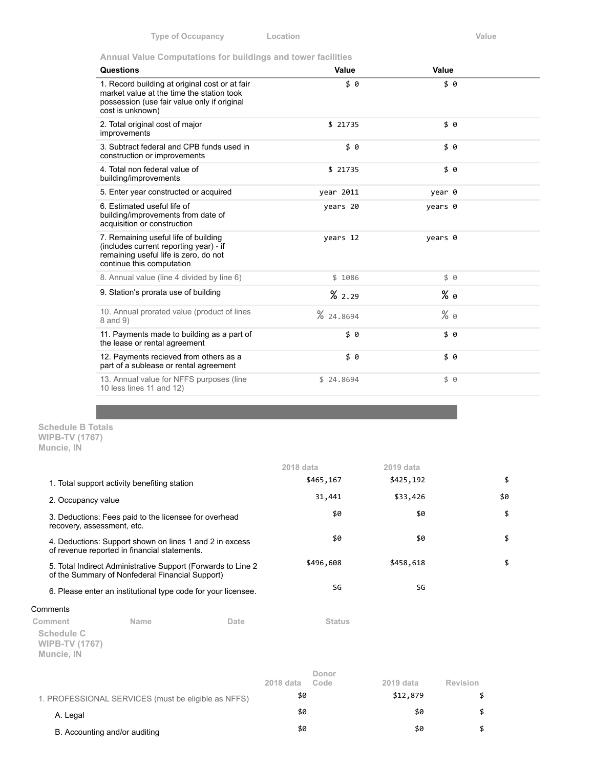| Type of Occupancy | Location | Value |
|---|---|---|

### Annual Value Computations for buildings and tower facilities

| Questions | Value | Value |
|---|---|---|
| 1. Record building at original cost or at fair market value at the time the station took possession (use fair value only if original cost is unknown) | $ 0 | $ 0 |
| 2. Total original cost of major improvements | $ 21735 | $ 0 |
| 3. Subtract federal and CPB funds used in construction or improvements | $ 0 | $ 0 |
| 4. Total non federal value of building/improvements | $ 21735 | $ 0 |
| 5. Enter year constructed or acquired | year 2011 | year 0 |
| 6. Estimated useful life of building/improvements from date of acquisition or construction | years 20 | years 0 |
| 7. Remaining useful life of building (includes current reporting year) - if remaining useful life is zero, do not continue this computation | years 12 | years 0 |
| 8. Annual value (line 4 divided by line 6) | $ 1086 | $ 0 |
| 9. Station's prorata use of building | % 2.29 | % 0 |
| 10. Annual prorated value (product of lines 8 and 9) | % 24.8694 | % 0 |
| 11. Payments made to building as a part of the lease or rental agreement | $ 0 | $ 0 |
| 12. Payments recieved from others as a part of a sublease or rental agreement | $ 0 | $ 0 |
| 13. Annual value for NFFS purposes (line 10 less lines 11 and 12) | $ 24.8694 | $ 0 |

**Schedule B Totals**
**WIPB-TV (1767)**
**Muncie, IN**

| | 2018 data | 2019 data | |
|---|---|---|---|
| 1. Total support activity benefiting station | $465,167 | $425,192 | $ |
| 2. Occupancy value | 31,441 | $33,426 | $0 |
| 3. Deductions: Fees paid to the licensee for overhead recovery, assessment, etc. | $0 | $0 | $ |
| 4. Deductions: Support shown on lines 1 and 2 in excess of revenue reported in financial statements. | $0 | $0 | $ |
| 5. Total Indirect Administrative Support (Forwards to Line 2 of the Summary of Nonfederal Financial Support) | $496,608 | $458,618 | $ |
| 6. Please enter an institutional type code for your licensee. | SG | SG | |

Comments

| Comment | Name | Date | Status |
|---|---|---|---|

**Schedule C**
**WIPB-TV (1767)**
**Muncie, IN**

| | 2018 data | Donor Code | 2019 data | Revision |
|---|---|---|---|---|
| 1. PROFESSIONAL SERVICES (must be eligible as NFFS) | $0 | | $12,879 | $ |
| A. Legal | $0 | | $0 | $ |
| B. Accounting and/or auditing | $0 | | $0 | $ |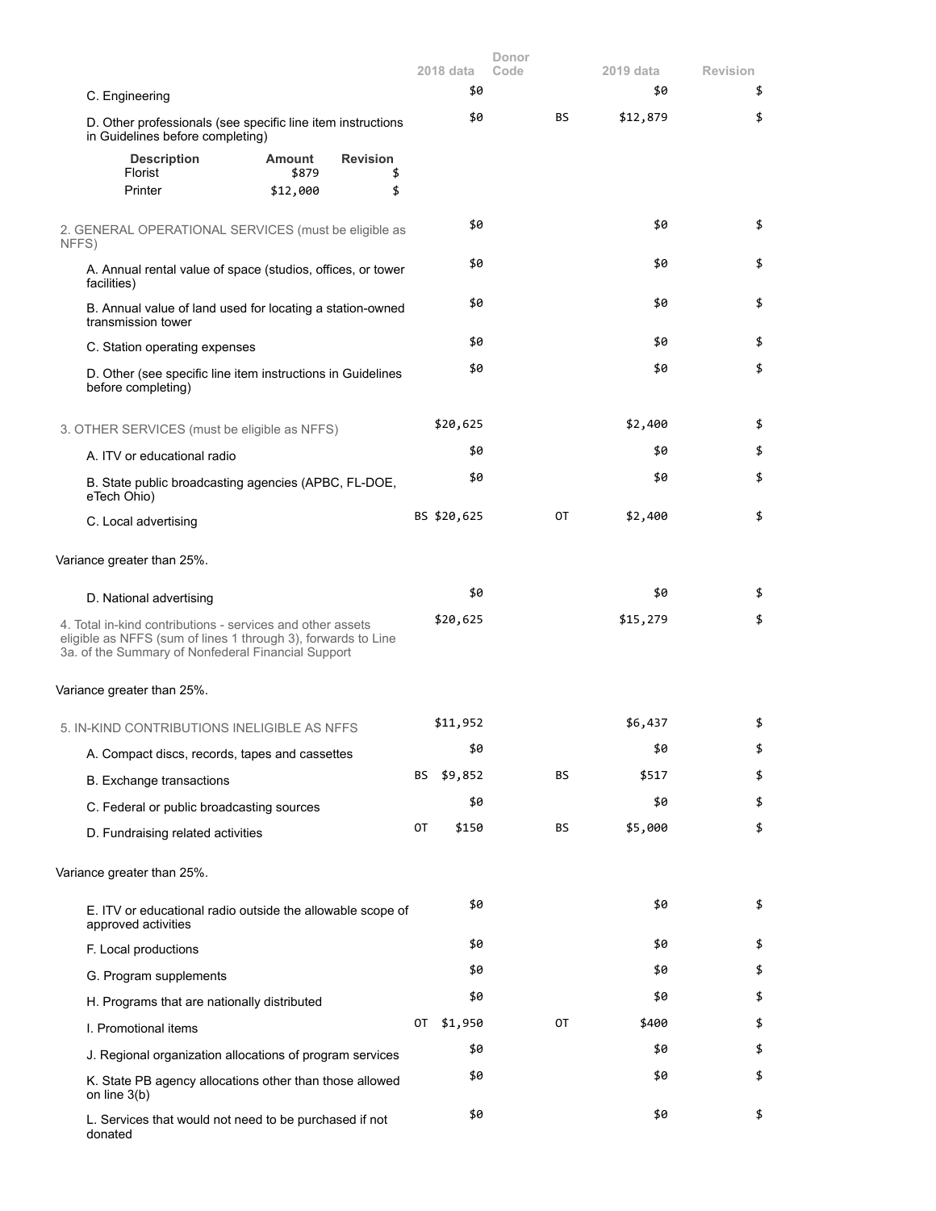| | 2018 data | Donor Code | 2019 data | Revision |
|---|---|---|---|---|
| C. Engineering | $0 | | $0 | $ |
| D. Other professionals (see specific line item instructions in Guidelines before completing) | $0 | BS | $12,879 | $ |

| Description | Amount | Revision |
|---|---|---|
| Florist | $879 | $ |
| Printer | $12,000 | $ |

| | 2018 data | Donor Code | 2019 data | Revision |
|---|---|---|---|---|
| 2. GENERAL OPERATIONAL SERVICES (must be eligible as NFFS) | $0 | | $0 | $ |
| A. Annual rental value of space (studios, offices, or tower facilities) | $0 | | $0 | $ |
| B. Annual value of land used for locating a station-owned transmission tower | $0 | | $0 | $ |
| C. Station operating expenses | $0 | | $0 | $ |
| D. Other (see specific line item instructions in Guidelines before completing) | $0 | | $0 | $ |
| 3. OTHER SERVICES (must be eligible as NFFS) | $20,625 | | $2,400 | $ |
| A. ITV or educational radio | $0 | | $0 | $ |
| B. State public broadcasting agencies (APBC, FL-DOE, eTech Ohio) | $0 | | $0 | $ |
| C. Local advertising | BS $20,625 | OT | $2,400 | $ |

Variance greater than 25%.

| | 2018 data | Donor Code | 2019 data | Revision |
|---|---|---|---|---|
| D. National advertising | $0 | | $0 | $ |
| 4. Total in-kind contributions - services and other assets eligible as NFFS (sum of lines 1 through 3), forwards to Line 3a. of the Summary of Nonfederal Financial Support | $20,625 | | $15,279 | $ |

Variance greater than 25%.

| | 2018 data | Donor Code | 2019 data | Revision |
|---|---|---|---|---|
| 5. IN-KIND CONTRIBUTIONS INELIGIBLE AS NFFS | $11,952 | | $6,437 | $ |
| A. Compact discs, records, tapes and cassettes | $0 | | $0 | $ |
| B. Exchange transactions | BS $9,852 | BS | $517 | $ |
| C. Federal or public broadcasting sources | $0 | | $0 | $ |
| D. Fundraising related activities | OT $150 | BS | $5,000 | $ |

Variance greater than 25%.

| | 2018 data | Donor Code | 2019 data | Revision |
|---|---|---|---|---|
| E. ITV or educational radio outside the allowable scope of approved activities | $0 | | $0 | $ |
| F. Local productions | $0 | | $0 | $ |
| G. Program supplements | $0 | | $0 | $ |
| H. Programs that are nationally distributed | $0 | | $0 | $ |
| I. Promotional items | OT $1,950 | OT | $400 | $ |
| J. Regional organization allocations of program services | $0 | | $0 | $ |
| K. State PB agency allocations other than those allowed on line 3(b) | $0 | | $0 | $ |
| L. Services that would not need to be purchased if not donated | $0 | | $0 | $ |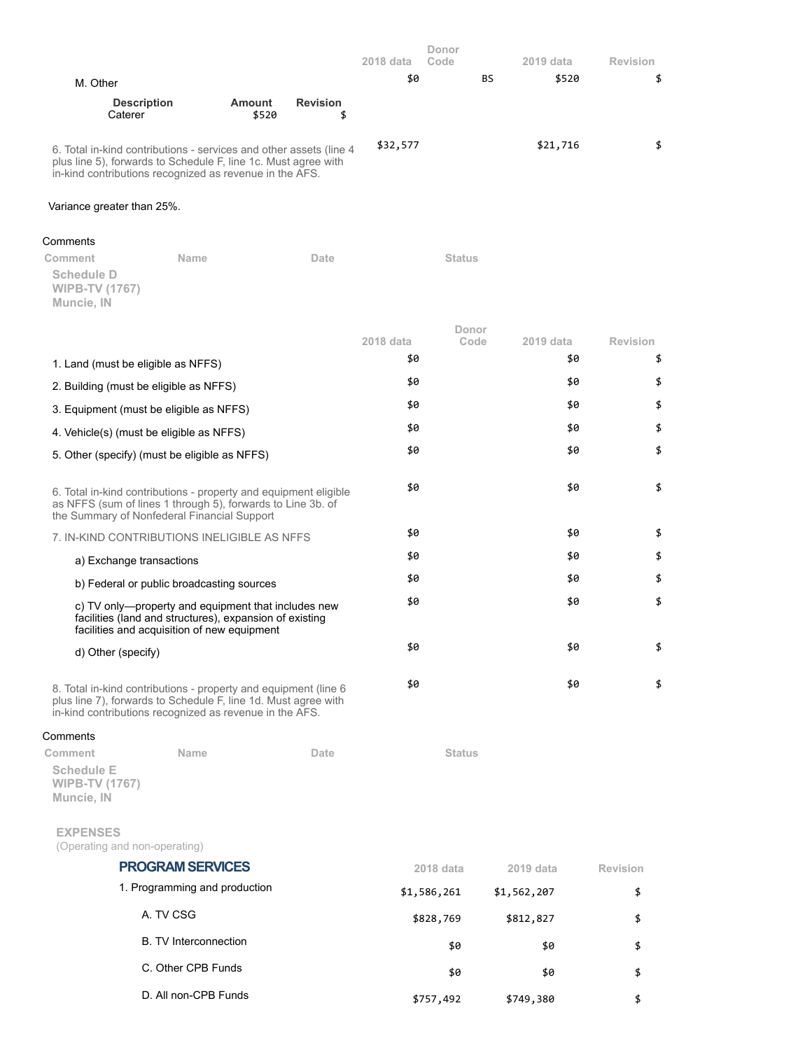| | 2018 data | Donor Code | 2019 data | Revision |
|---|---|---|---|---|
| M. Other | $0 | BS | $520 | $ |

| Description | Amount | Revision |
|---|---|---|
| Caterer | $520 | $ |

| | 2018 data | Donor Code | 2019 data | Revision |
|---|---|---|---|---|
| 6. Total in-kind contributions - services and other assets (line 4 plus line 5), forwards to Schedule F, line 1c. Must agree with in-kind contributions recognized as revenue in the AFS. | $32,577 | | $21,716 | $ |

Variance greater than 25%.

Comments

| Comment | Name | Date | Status |
|---|---|---|---|

## Schedule D
## WIPB-TV (1767)
## Muncie, IN

| | 2018 data | Donor Code | 2019 data | Revision |
|---|---|---|---|---|
| 1. Land (must be eligible as NFFS) | $0 | | $0 | $ |
| 2. Building (must be eligible as NFFS) | $0 | | $0 | $ |
| 3. Equipment (must be eligible as NFFS) | $0 | | $0 | $ |
| 4. Vehicle(s) (must be eligible as NFFS) | $0 | | $0 | $ |
| 5. Other (specify) (must be eligible as NFFS) | $0 | | $0 | $ |
| 6. Total in-kind contributions - property and equipment eligible as NFFS (sum of lines 1 through 5), forwards to Line 3b. of the Summary of Nonfederal Financial Support | $0 | | $0 | $ |
| 7. IN-KIND CONTRIBUTIONS INELIGIBLE AS NFFS | $0 | | $0 | $ |
| a) Exchange transactions | $0 | | $0 | $ |
| b) Federal or public broadcasting sources | $0 | | $0 | $ |
| c) TV only—property and equipment that includes new facilities (land and structures), expansion of existing facilities and acquisition of new equipment | $0 | | $0 | $ |
| d) Other (specify) | $0 | | $0 | $ |
| 8. Total in-kind contributions - property and equipment (line 6 plus line 7), forwards to Schedule F, line 1d. Must agree with in-kind contributions recognized as revenue in the AFS. | $0 | | $0 | $ |

Comments

| Comment | Name | Date | Status |
|---|---|---|---|

## Schedule E
## WIPB-TV (1767)
## Muncie, IN

**EXPENSES**
(Operating and non-operating)

### PROGRAM SERVICES

| | 2018 data | 2019 data | Revision |
|---|---|---|---|
| 1. Programming and production | $1,586,261 | $1,562,207 | $ |
| A. TV CSG | $828,769 | $812,827 | $ |
| B. TV Interconnection | $0 | $0 | $ |
| C. Other CPB Funds | $0 | $0 | $ |
| D. All non-CPB Funds | $757,492 | $749,380 | $ |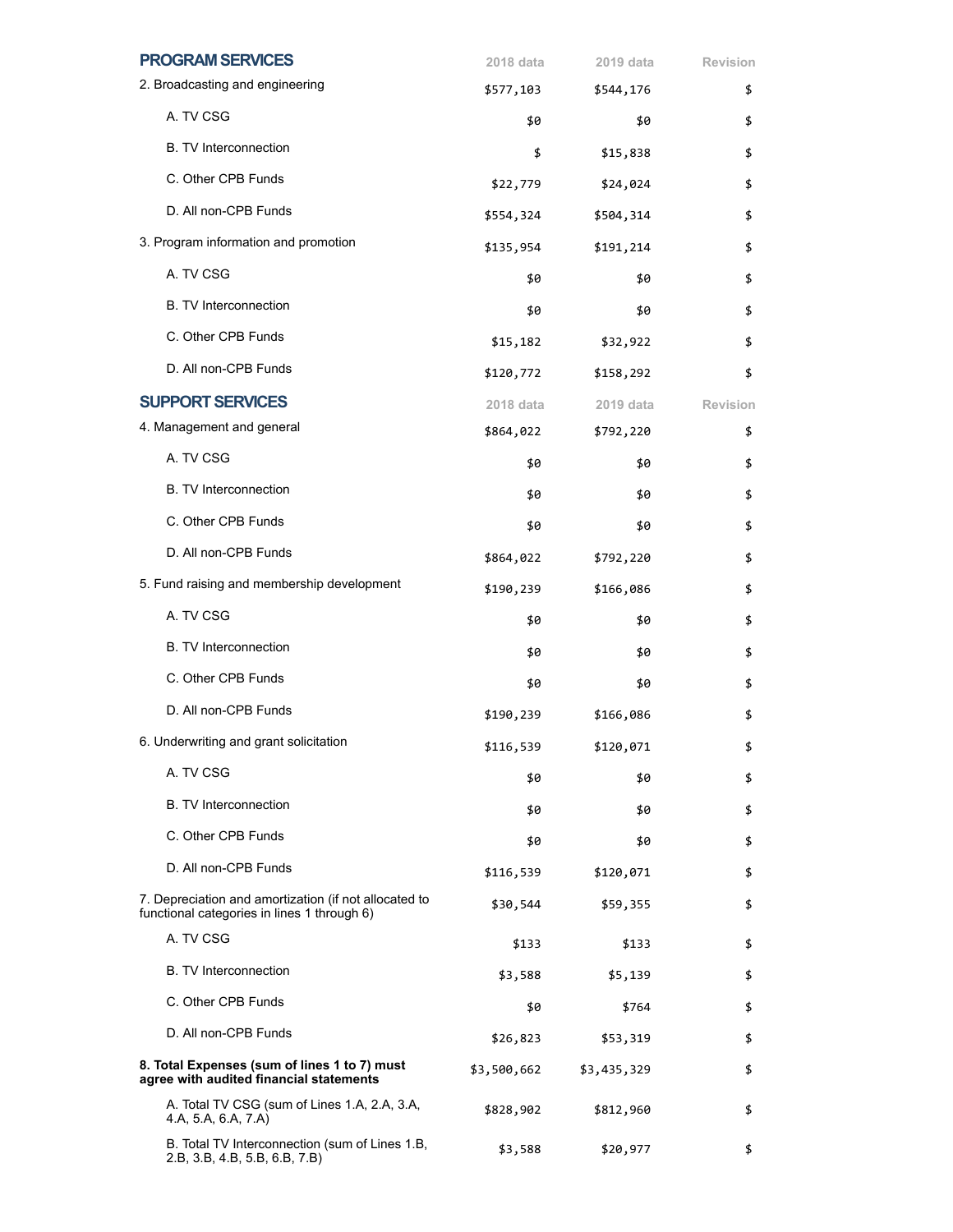| PROGRAM SERVICES | 2018 data | 2019 data | Revision |
|---|---|---|---|
| 2. Broadcasting and engineering | $577,103 | $544,176 | $ |
| A. TV CSG | $0 | $0 | $ |
| B. TV Interconnection | $ | $15,838 | $ |
| C. Other CPB Funds | $22,779 | $24,024 | $ |
| D. All non-CPB Funds | $554,324 | $504,314 | $ |
| 3. Program information and promotion | $135,954 | $191,214 | $ |
| A. TV CSG | $0 | $0 | $ |
| B. TV Interconnection | $0 | $0 | $ |
| C. Other CPB Funds | $15,182 | $32,922 | $ |
| D. All non-CPB Funds | $120,772 | $158,292 | $ |

| SUPPORT SERVICES | 2018 data | 2019 data | Revision |
|---|---|---|---|
| 4. Management and general | $864,022 | $792,220 | $ |
| A. TV CSG | $0 | $0 | $ |
| B. TV Interconnection | $0 | $0 | $ |
| C. Other CPB Funds | $0 | $0 | $ |
| D. All non-CPB Funds | $864,022 | $792,220 | $ |
| 5. Fund raising and membership development | $190,239 | $166,086 | $ |
| A. TV CSG | $0 | $0 | $ |
| B. TV Interconnection | $0 | $0 | $ |
| C. Other CPB Funds | $0 | $0 | $ |
| D. All non-CPB Funds | $190,239 | $166,086 | $ |
| 6. Underwriting and grant solicitation | $116,539 | $120,071 | $ |
| A. TV CSG | $0 | $0 | $ |
| B. TV Interconnection | $0 | $0 | $ |
| C. Other CPB Funds | $0 | $0 | $ |
| D. All non-CPB Funds | $116,539 | $120,071 | $ |
| 7. Depreciation and amortization (if not allocated to functional categories in lines 1 through 6) | $30,544 | $59,355 | $ |
| A. TV CSG | $133 | $133 | $ |
| B. TV Interconnection | $3,588 | $5,139 | $ |
| C. Other CPB Funds | $0 | $764 | $ |
| D. All non-CPB Funds | $26,823 | $53,319 | $ |
| **8. Total Expenses (sum of lines 1 to 7) must agree with audited financial statements** | $3,500,662 | $3,435,329 | $ |
| A. Total TV CSG (sum of Lines 1.A, 2.A, 3.A, 4.A, 5.A, 6.A, 7.A) | $828,902 | $812,960 | $ |
| B. Total TV Interconnection (sum of Lines 1.B, 2.B, 3.B, 4.B, 5.B, 6.B, 7.B) | $3,588 | $20,977 | $ |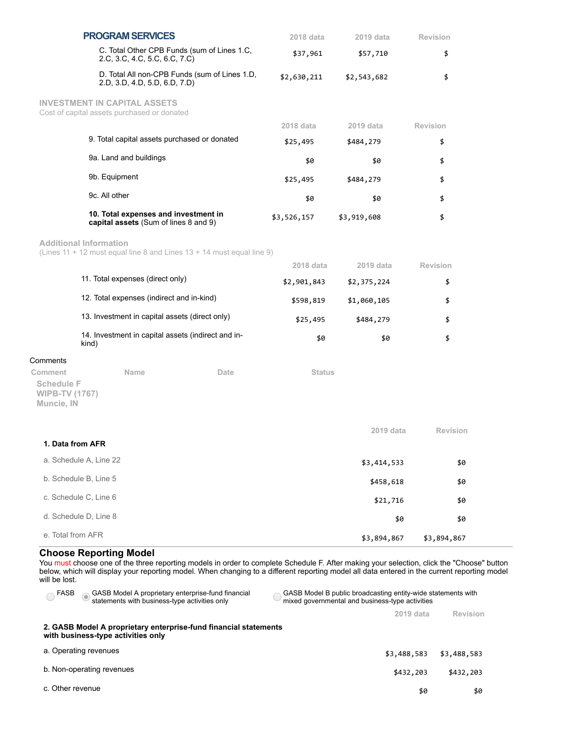## PROGRAM SERVICES

| | 2018 data | 2019 data | Revision |
|---|---|---|---|
| C. Total Other CPB Funds (sum of Lines 1.C, 2.C, 3.C, 4.C, 5.C, 6.C, 7.C) | $37,961 | $57,710 | $ |
| D. Total All non-CPB Funds (sum of Lines 1.D, 2.D, 3.D, 4.D, 5.D, 6.D, 7.D) | $2,630,211 | $2,543,682 | $ |

### INVESTMENT IN CAPITAL ASSETS

Cost of capital assets purchased or donated

| | 2018 data | 2019 data | Revision |
|---|---|---|---|
| 9. Total capital assets purchased or donated | $25,495 | $484,279 | $ |
| 9a. Land and buildings | $0 | $0 | $ |
| 9b. Equipment | $25,495 | $484,279 | $ |
| 9c. All other | $0 | $0 | $ |
| **10. Total expenses and investment in capital assets** (Sum of lines 8 and 9) | $3,526,157 | $3,919,608 | $ |

### Additional Information

(Lines 11 + 12 must equal line 8 and Lines 13 + 14 must equal line 9)

| | 2018 data | 2019 data | Revision |
|---|---|---|---|
| 11. Total expenses (direct only) | $2,901,843 | $2,375,224 | $ |
| 12. Total expenses (indirect and in-kind) | $598,819 | $1,060,105 | $ |
| 13. Investment in capital assets (direct only) | $25,495 | $484,279 | $ |
| 14. Investment in capital assets (indirect and in-kind) | $0 | $0 | $ |

Comments

| Comment | Name | Date | Status |
|---|---|---|---|

**Schedule F**
**WIPB-TV (1767)**
**Muncie, IN**

| | 2019 data | Revision |
|---|---|---|
| **1. Data from AFR** | | |
| a. Schedule A, Line 22 | $3,414,533 | $0 |
| b. Schedule B, Line 5 | $458,618 | $0 |
| c. Schedule C, Line 6 | $21,716 | $0 |
| d. Schedule D, Line 8 | $0 | $0 |
| e. Total from AFR | $3,894,867 | $3,894,867 |

### Choose Reporting Model

You must choose one of the three reporting models in order to complete Schedule F. After making your selection, click the "Choose" button below, which will display your reporting model. When changing to a different reporting model all data entered in the current reporting model will be lost.

- ○ FASB
- ◉ GASB Model A proprietary enterprise-fund financial statements with business-type activities only
- ○ GASB Model B public broadcasting entity-wide statements with mixed governmental and business-type activities

| | 2019 data | Revision |
|---|---|---|
| **2. GASB Model A proprietary enterprise-fund financial statements with business-type activities only** | | |
| a. Operating revenues | $3,488,583 | $3,488,583 |
| b. Non-operating revenues | $432,203 | $432,203 |
| c. Other revenue | $0 | $0 |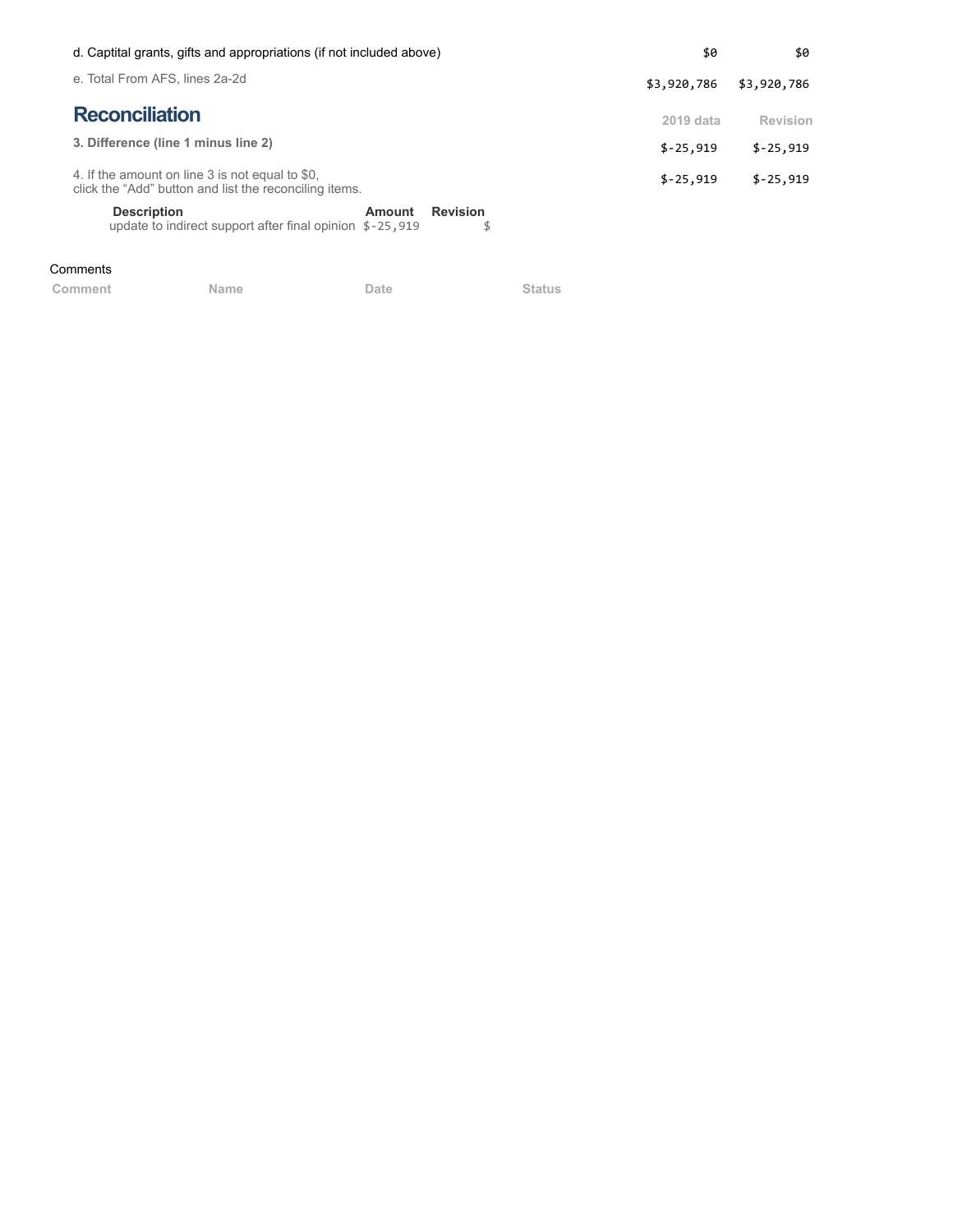| | 2019 data | Revision |
|---|---|---|
| d. Captital grants, gifts and appropriations (if not included above) | $0 | $0 |
| e. Total From AFS, lines 2a-2d | $3,920,786 | $3,920,786 |

## Reconciliation

| | 2019 data | Revision |
|---|---|---|
| **3. Difference (line 1 minus line 2)** | $-25,919 | $-25,919 |
| 4. If the amount on line 3 is not equal to $0, click the "Add" button and list the reconciling items. | $-25,919 | $-25,919 |

| Description | Amount | Revision |
|---|---|---|
| update to indirect support after final opinion | $-25,919 | $ |

Comments

| Comment | Name | Date | Status |
|---|---|---|---|